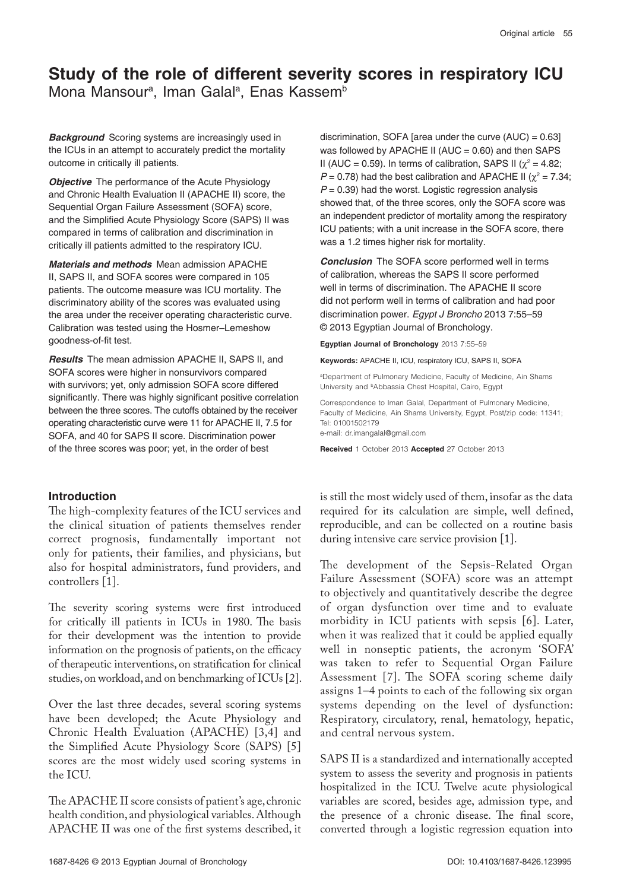# Study of the role of different severity scores in respiratory ICU

Mona Mansour[a], Iman Galal[a], Enas Kassem[b]

***Background*** Scoring systems are increasingly used in the ICUs in an attempt to accurately predict the mortality outcome in critically ill patients.

***Objective*** The performance of the Acute Physiology and Chronic Health Evaluation II (APACHE II) score, the Sequential Organ Failure Assessment (SOFA) score, and the Simplified Acute Physiology Score (SAPS) II was compared in terms of calibration and discrimination in critically ill patients admitted to the respiratory ICU.

***Materials and methods*** Mean admission APACHE II, SAPS II, and SOFA scores were compared in 105 patients. The outcome measure was ICU mortality. The discriminatory ability of the scores was evaluated using the area under the receiver operating characteristic curve. Calibration was tested using the Hosmer–Lemeshow goodness-of-fit test.

***Results*** The mean admission APACHE II, SAPS II, and SOFA scores were higher in nonsurvivors compared with survivors; yet, only admission SOFA score differed significantly. There was highly significant positive correlation between the three scores. The cutoffs obtained by the receiver operating characteristic curve were 11 for APACHE II, 7.5 for SOFA, and 40 for SAPS II score. Discrimination power of the three scores was poor; yet, in the order of best discrimination, SOFA [area under the curve (AUC) = 0.63] was followed by APACHE II (AUC = 0.60) and then SAPS II (AUC = 0.59). In terms of calibration, SAPS II ($\chi^2 = 4.82$; $P = 0.78$) had the best calibration and APACHE II ($\chi^2 = 7.34$; $P = 0.39$) had the worst. Logistic regression analysis showed that, of the three scores, only the SOFA score was an independent predictor of mortality among the respiratory ICU patients; with a unit increase in the SOFA score, there was a 1.2 times higher risk for mortality.

***Conclusion*** The SOFA score performed well in terms of calibration, whereas the SAPS II score performed well in terms of discrimination. The APACHE II score did not perform well in terms of calibration and had poor discrimination power. *Egypt J Broncho* 2013 7:55–59 © 2013 Egyptian Journal of Bronchology.

**Egyptian Journal of Bronchology** 2013 7:55–59

**Keywords:** APACHE II, ICU, respiratory ICU, SAPS II, SOFA

[a]Department of Pulmonary Medicine, Faculty of Medicine, Ain Shams University and [b]Abbassia Chest Hospital, Cairo, Egypt

Correspondence to Iman Galal, Department of Pulmonary Medicine, Faculty of Medicine, Ain Shams University, Egypt, Post/zip code: 11341; Tel: 01001502179
e-mail: dr.imangalal@gmail.com

**Received** 1 October 2013 **Accepted** 27 October 2013

## Introduction

The high-complexity features of the ICU services and the clinical situation of patients themselves render correct prognosis, fundamentally important not only for patients, their families, and physicians, but also for hospital administrators, fund providers, and controllers [1].

The severity scoring systems were first introduced for critically ill patients in ICUs in 1980. The basis for their development was the intention to provide information on the prognosis of patients, on the efficacy of therapeutic interventions, on stratification for clinical studies, on workload, and on benchmarking of ICUs [2].

Over the last three decades, several scoring systems have been developed; the Acute Physiology and Chronic Health Evaluation (APACHE) [3,4] and the Simplified Acute Physiology Score (SAPS) [5] scores are the most widely used scoring systems in the ICU.

The APACHE II score consists of patient's age, chronic health condition, and physiological variables. Although APACHE II was one of the first systems described, it is still the most widely used of them, insofar as the data required for its calculation are simple, well defined, reproducible, and can be collected on a routine basis during intensive care service provision [1].

The development of the Sepsis-Related Organ Failure Assessment (SOFA) score was an attempt to objectively and quantitatively describe the degree of organ dysfunction over time and to evaluate morbidity in ICU patients with sepsis [6]. Later, when it was realized that it could be applied equally well in nonseptic patients, the acronym 'SOFA' was taken to refer to Sequential Organ Failure Assessment [7]. The SOFA scoring scheme daily assigns 1–4 points to each of the following six organ systems depending on the level of dysfunction: Respiratory, circulatory, renal, hematology, hepatic, and central nervous system.

SAPS II is a standardized and internationally accepted system to assess the severity and prognosis in patients hospitalized in the ICU. Twelve acute physiological variables are scored, besides age, admission type, and the presence of a chronic disease. The final score, converted through a logistic regression equation into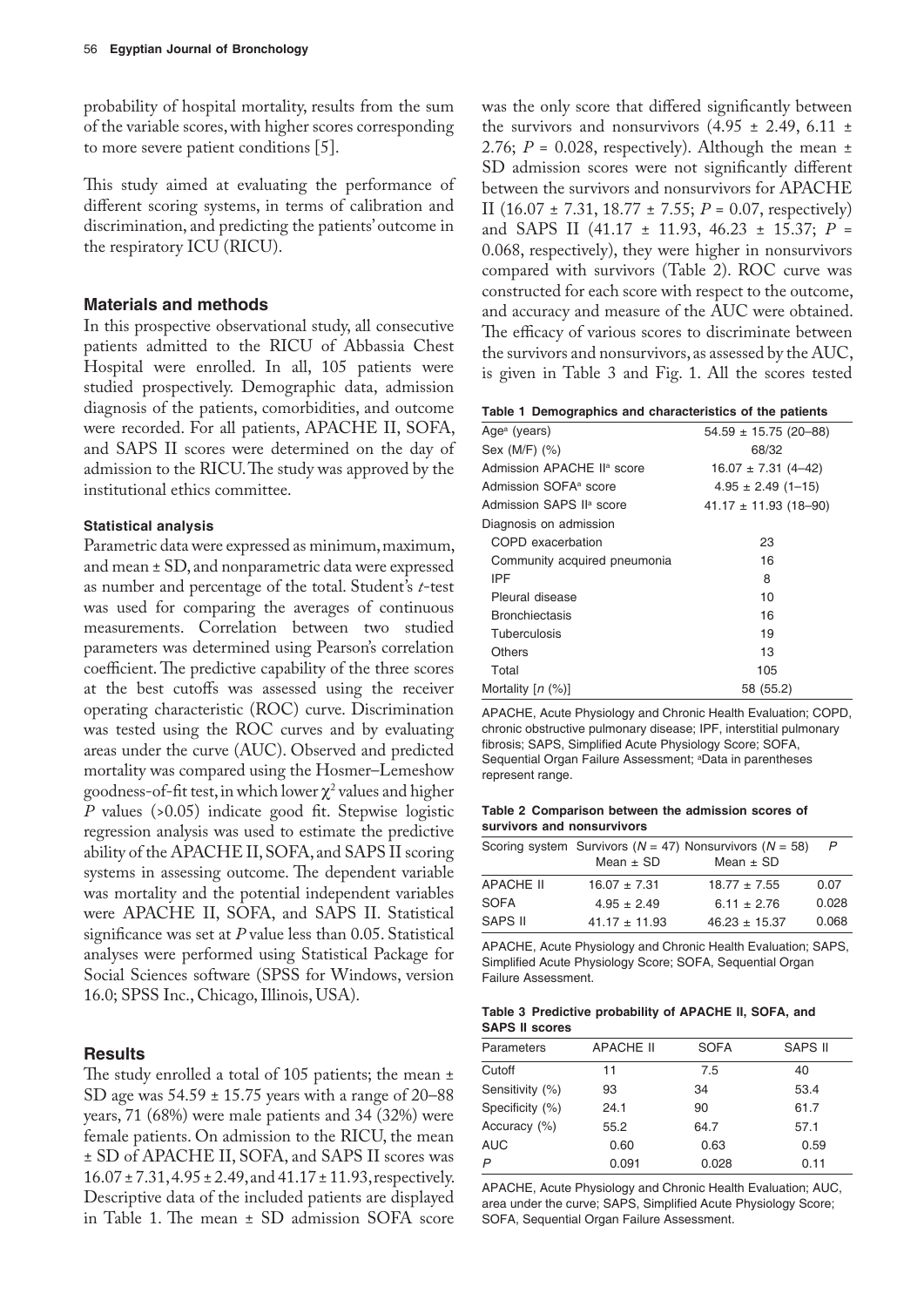probability of hospital mortality, results from the sum of the variable scores, with higher scores corresponding to more severe patient conditions [5].

This study aimed at evaluating the performance of different scoring systems, in terms of calibration and discrimination, and predicting the patients' outcome in the respiratory ICU (RICU).

## Materials and methods

In this prospective observational study, all consecutive patients admitted to the RICU of Abbassia Chest Hospital were enrolled. In all, 105 patients were studied prospectively. Demographic data, admission diagnosis of the patients, comorbidities, and outcome were recorded. For all patients, APACHE II, SOFA, and SAPS II scores were determined on the day of admission to the RICU. The study was approved by the institutional ethics committee.

### Statistical analysis

Parametric data were expressed as minimum, maximum, and mean ± SD, and nonparametric data were expressed as number and percentage of the total. Student's *t*-test was used for comparing the averages of continuous measurements. Correlation between two studied parameters was determined using Pearson's correlation coefficient. The predictive capability of the three scores at the best cutoffs was assessed using the receiver operating characteristic (ROC) curve. Discrimination was tested using the ROC curves and by evaluating areas under the curve (AUC). Observed and predicted mortality was compared using the Hosmer–Lemeshow goodness-of-fit test, in which lower $\chi^2$ values and higher $P$ values (>0.05) indicate good fit. Stepwise logistic regression analysis was used to estimate the predictive ability of the APACHE II, SOFA, and SAPS II scoring systems in assessing outcome. The dependent variable was mortality and the potential independent variables were APACHE II, SOFA, and SAPS II. Statistical significance was set at $P$ value less than 0.05. Statistical analyses were performed using Statistical Package for Social Sciences software (SPSS for Windows, version 16.0; SPSS Inc., Chicago, Illinois, USA).

## Results

The study enrolled a total of 105 patients; the mean ± SD age was 54.59 ± 15.75 years with a range of 20–88 years, 71 (68%) were male patients and 34 (32%) were female patients. On admission to the RICU, the mean ± SD of APACHE II, SOFA, and SAPS II scores was 16.07 ± 7.31, 4.95 ± 2.49, and 41.17 ± 11.93, respectively. Descriptive data of the included patients are displayed in Table 1. The mean ± SD admission SOFA score was the only score that differed significantly between the survivors and nonsurvivors (4.95 ± 2.49, 6.11 ± 2.76; $P$ = 0.028, respectively). Although the mean ± SD admission scores were not significantly different between the survivors and nonsurvivors for APACHE II (16.07 ± 7.31, 18.77 ± 7.55; $P$ = 0.07, respectively) and SAPS II (41.17 ± 11.93, 46.23 ± 15.37; $P$ = 0.068, respectively), they were higher in nonsurvivors compared with survivors (Table 2). ROC curve was constructed for each score with respect to the outcome, and accuracy and measure of the AUC were obtained. The efficacy of various scores to discriminate between the survivors and nonsurvivors, as assessed by the AUC, is given in Table 3 and Fig. 1. All the scores tested

**Table 1 Demographics and characteristics of the patients**

| | |
|---|---|
| Age[a] (years) | 54.59 ± 15.75 (20–88) |
| Sex (M/F) (%) | 68/32 |
| Admission APACHE II[a] score | 16.07 ± 7.31 (4–42) |
| Admission SOFA[a] score | 4.95 ± 2.49 (1–15) |
| Admission SAPS II[a] score | 41.17 ± 11.93 (18–90) |
| Diagnosis on admission | |
| COPD exacerbation | 23 |
| Community acquired pneumonia | 16 |
| IPF | 8 |
| Pleural disease | 10 |
| Bronchiectasis | 16 |
| Tuberculosis | 19 |
| Others | 13 |
| Total | 105 |
| Mortality [n (%)] | 58 (55.2) |

APACHE, Acute Physiology and Chronic Health Evaluation; COPD, chronic obstructive pulmonary disease; IPF, interstitial pulmonary fibrosis; SAPS, Simplified Acute Physiology Score; SOFA, Sequential Organ Failure Assessment; [a]Data in parentheses represent range.

**Table 2 Comparison between the admission scores of survivors and nonsurvivors**

| Scoring system | Survivors ($N$ = 47) Mean ± SD | Nonsurvivors ($N$ = 58) Mean ± SD | $P$ |
|---|---|---|---|
| APACHE II | 16.07 ± 7.31 | 18.77 ± 7.55 | 0.07 |
| SOFA | 4.95 ± 2.49 | 6.11 ± 2.76 | 0.028 |
| SAPS II | 41.17 ± 11.93 | 46.23 ± 15.37 | 0.068 |

APACHE, Acute Physiology and Chronic Health Evaluation; SAPS, Simplified Acute Physiology Score; SOFA, Sequential Organ Failure Assessment.

**Table 3 Predictive probability of APACHE II, SOFA, and SAPS II scores**

| Parameters | APACHE II | SOFA | SAPS II |
|---|---|---|---|
| Cutoff | 11 | 7.5 | 40 |
| Sensitivity (%) | 93 | 34 | 53.4 |
| Specificity (%) | 24.1 | 90 | 61.7 |
| Accuracy (%) | 55.2 | 64.7 | 57.1 |
| AUC | 0.60 | 0.63 | 0.59 |
| $P$ | 0.091 | 0.028 | 0.11 |

APACHE, Acute Physiology and Chronic Health Evaluation; AUC, area under the curve; SAPS, Simplified Acute Physiology Score; SOFA, Sequential Organ Failure Assessment.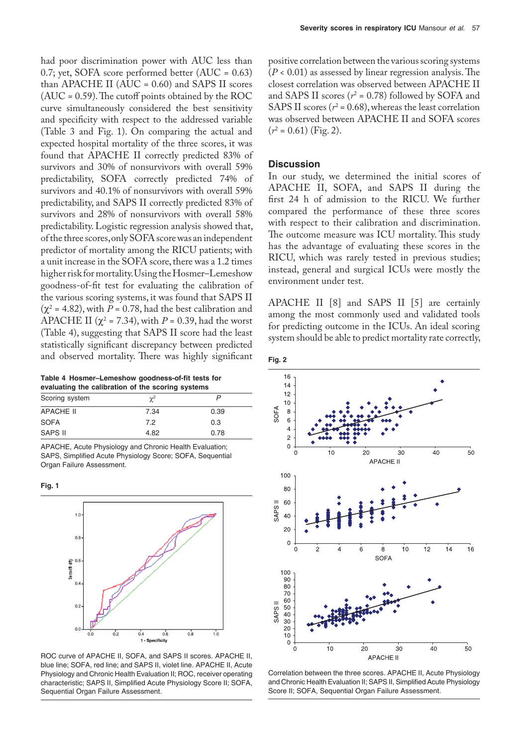had poor discrimination power with AUC less than 0.7; yet, SOFA score performed better (AUC = 0.63) than APACHE II (AUC = 0.60) and SAPS II scores (AUC = 0.59). The cutoff points obtained by the ROC curve simultaneously considered the best sensitivity and specificity with respect to the addressed variable (Table 3 and Fig. 1). On comparing the actual and expected hospital mortality of the three scores, it was found that APACHE II correctly predicted 83% of survivors and 30% of nonsurvivors with overall 59% predictability, SOFA correctly predicted 74% of survivors and 40.1% of nonsurvivors with overall 59% predictability, and SAPS II correctly predicted 83% of survivors and 28% of nonsurvivors with overall 58% predictability. Logistic regression analysis showed that, of the three scores, only SOFA score was an independent predictor of mortality among the RICU patients; with a unit increase in the SOFA score, there was a 1.2 times higher risk for mortality. Using the Hosmer–Lemeshow goodness-of-fit test for evaluating the calibration of the various scoring systems, it was found that SAPS II ($\chi^2 = 4.82$), with $P = 0.78$, had the best calibration and APACHE II ($\chi^2 = 7.34$), with $P = 0.39$, had the worst (Table 4), suggesting that SAPS II score had the least statistically significant discrepancy between predicted and observed mortality. There was highly significant positive correlation between the various scoring systems ($P < 0.01$) as assessed by linear regression analysis. The closest correlation was observed between APACHE II and SAPS II scores ($r^2 = 0.78$) followed by SOFA and SAPS II scores ($r^2 = 0.68$), whereas the least correlation was observed between APACHE II and SOFA scores ($r^2 = 0.61$) (Fig. 2).

**Table 4 Hosmer–Lemeshow goodness-of-fit tests for evaluating the calibration of the scoring systems**

| Scoring system | $\chi^2$ | $P$ |
|---|---|---|
| APACHE II | 7.34 | 0.39 |
| SOFA | 7.2 | 0.3 |
| SAPS II | 4.82 | 0.78 |

APACHE, Acute Physiology and Chronic Health Evaluation; SAPS, Simplified Acute Physiology Score; SOFA, Sequential Organ Failure Assessment.

**Fig. 1**

ROC curve of APACHE II, SOFA, and SAPS II scores. APACHE II, blue line; SOFA, red line; and SAPS II, violet line. APACHE II, Acute Physiology and Chronic Health Evaluation II; ROC, receiver operating characteristic; SAPS II, Simplified Acute Physiology Score II; SOFA, Sequential Organ Failure Assessment.

## Discussion

In our study, we determined the initial scores of APACHE II, SOFA, and SAPS II during the first 24 h of admission to the RICU. We further compared the performance of these three scores with respect to their calibration and discrimination. The outcome measure was ICU mortality. This study has the advantage of evaluating these scores in the RICU, which was rarely tested in previous studies; instead, general and surgical ICUs were mostly the environment under test.

APACHE II [8] and SAPS II [5] are certainly among the most commonly used and validated tools for predicting outcome in the ICUs. An ideal scoring system should be able to predict mortality rate correctly,

**Fig. 2**

Correlation between the three scores. APACHE II, Acute Physiology and Chronic Health Evaluation II; SAPS II, Simplified Acute Physiology Score II; SOFA, Sequential Organ Failure Assessment.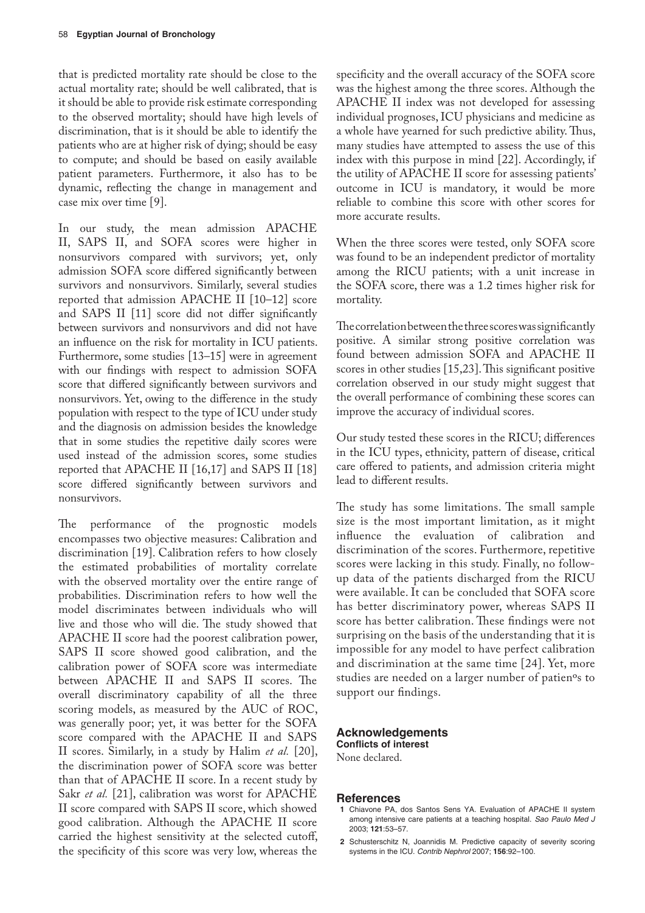that is predicted mortality rate should be close to the actual mortality rate; should be well calibrated, that is it should be able to provide risk estimate corresponding to the observed mortality; should have high levels of discrimination, that is it should be able to identify the patients who are at higher risk of dying; should be easy to compute; and should be based on easily available patient parameters. Furthermore, it also has to be dynamic, reflecting the change in management and case mix over time [9].

In our study, the mean admission APACHE II, SAPS II, and SOFA scores were higher in nonsurvivors compared with survivors; yet, only admission SOFA score differed significantly between survivors and nonsurvivors. Similarly, several studies reported that admission APACHE II [10–12] score and SAPS II [11] score did not differ significantly between survivors and nonsurvivors and did not have an influence on the risk for mortality in ICU patients. Furthermore, some studies [13–15] were in agreement with our findings with respect to admission SOFA score that differed significantly between survivors and nonsurvivors. Yet, owing to the difference in the study population with respect to the type of ICU under study and the diagnosis on admission besides the knowledge that in some studies the repetitive daily scores were used instead of the admission scores, some studies reported that APACHE II [16,17] and SAPS II [18] score differed significantly between survivors and nonsurvivors.

The performance of the prognostic models encompasses two objective measures: Calibration and discrimination [19]. Calibration refers to how closely the estimated probabilities of mortality correlate with the observed mortality over the entire range of probabilities. Discrimination refers to how well the model discriminates between individuals who will live and those who will die. The study showed that APACHE II score had the poorest calibration power, SAPS II score showed good calibration, and the calibration power of SOFA score was intermediate between APACHE II and SAPS II scores. The overall discriminatory capability of all the three scoring models, as measured by the AUC of ROC, was generally poor; yet, it was better for the SOFA score compared with the APACHE II and SAPS II scores. Similarly, in a study by Halim *et al.* [20], the discrimination power of SOFA score was better than that of APACHE II score. In a recent study by Sakr *et al.* [21], calibration was worst for APACHE II score compared with SAPS II score, which showed good calibration. Although the APACHE II score carried the highest sensitivity at the selected cutoff, the specificity of this score was very low, whereas the specificity and the overall accuracy of the SOFA score was the highest among the three scores. Although the APACHE II index was not developed for assessing individual prognoses, ICU physicians and medicine as a whole have yearned for such predictive ability. Thus, many studies have attempted to assess the use of this index with this purpose in mind [22]. Accordingly, if the utility of APACHE II score for assessing patients' outcome in ICU is mandatory, it would be more reliable to combine this score with other scores for more accurate results.

When the three scores were tested, only SOFA score was found to be an independent predictor of mortality among the RICU patients; with a unit increase in the SOFA score, there was a 1.2 times higher risk for mortality.

The correlation between the three scores was significantly positive. A similar strong positive correlation was found between admission SOFA and APACHE II scores in other studies [15,23]. This significant positive correlation observed in our study might suggest that the overall performance of combining these scores can improve the accuracy of individual scores.

Our study tested these scores in the RICU; differences in the ICU types, ethnicity, pattern of disease, critical care offered to patients, and admission criteria might lead to different results.

The study has some limitations. The small sample size is the most important limitation, as it might influence the evaluation of calibration and discrimination of the scores. Furthermore, repetitive scores were lacking in this study. Finally, no follow-up data of the patients discharged from the RICU were available. It can be concluded that SOFA score has better discriminatory power, whereas SAPS II score has better calibration. These findings were not surprising on the basis of the understanding that it is impossible for any model to have perfect calibration and discrimination at the same time [24]. Yet, more studies are needed on a larger number of patienºs to support our findings.

## Acknowledgements

### Conflicts of interest

None declared.

## References

1. Chiavone PA, dos Santos Sens YA. Evaluation of APACHE II system among intensive care patients at a teaching hospital. *Sao Paulo Med J* 2003; **121**:53–57.
2. Schusterschitz N, Joannidis M. Predictive capacity of severity scoring systems in the ICU. *Contrib Nephrol* 2007; **156**:92–100.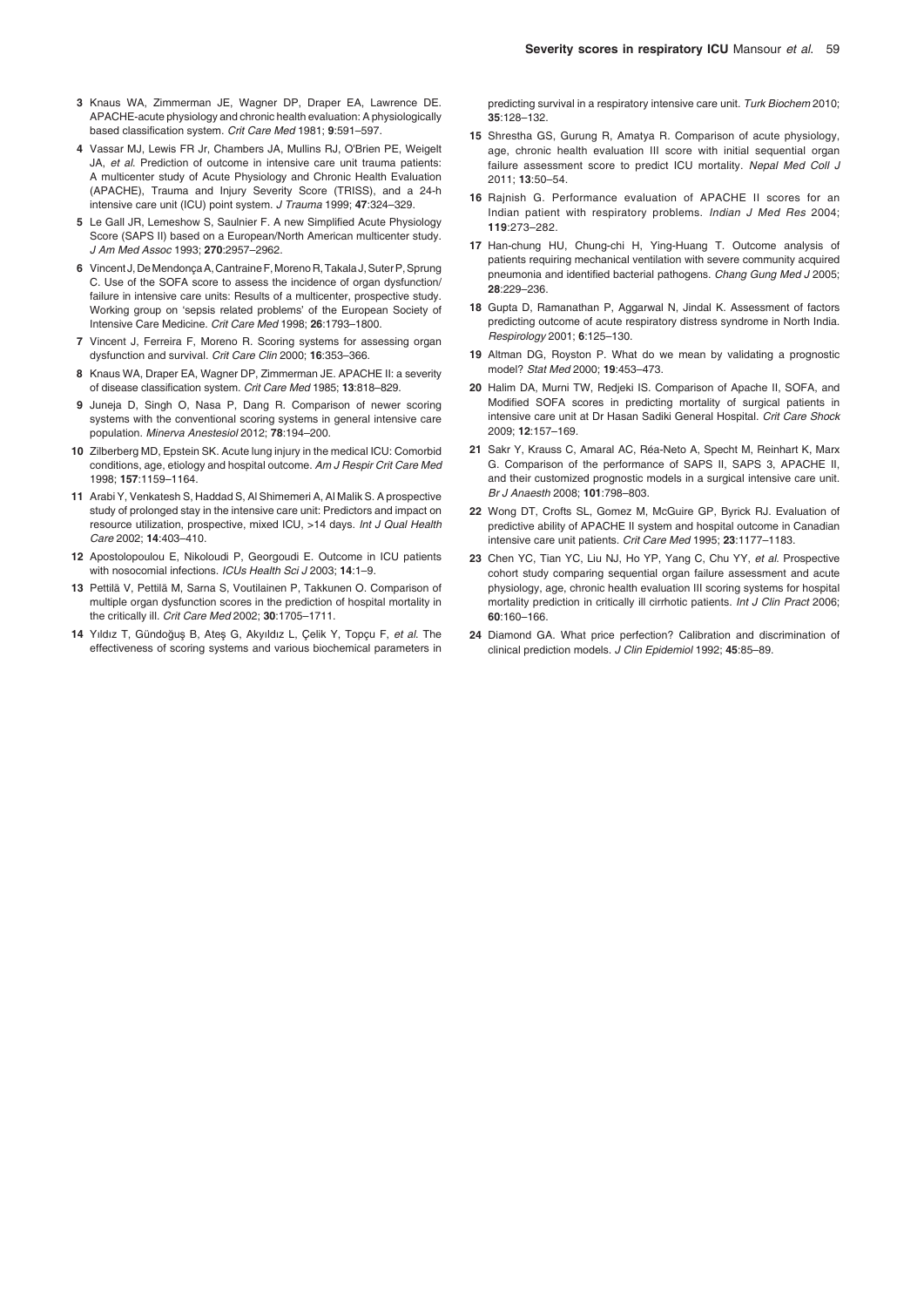3 Knaus WA, Zimmerman JE, Wagner DP, Draper EA, Lawrence DE. APACHE-acute physiology and chronic health evaluation: A physiologically based classification system. *Crit Care Med* 1981; **9**:591–597.

4 Vassar MJ, Lewis FR Jr, Chambers JA, Mullins RJ, O'Brien PE, Weigelt JA, *et al*. Prediction of outcome in intensive care unit trauma patients: A multicenter study of Acute Physiology and Chronic Health Evaluation (APACHE), Trauma and Injury Severity Score (TRISS), and a 24-h intensive care unit (ICU) point system. *J Trauma* 1999; **47**:324–329.

5 Le Gall JR, Lemeshow S, Saulnier F. A new Simplified Acute Physiology Score (SAPS II) based on a European/North American multicenter study. *J Am Med Assoc* 1993; **270**:2957–2962.

6 Vincent J, De Mendonça A, Cantraine F, Moreno R, Takala J, Suter P, Sprung C. Use of the SOFA score to assess the incidence of organ dysfunction/failure in intensive care units: Results of a multicenter, prospective study. Working group on 'sepsis related problems' of the European Society of Intensive Care Medicine. *Crit Care Med* 1998; **26**:1793–1800.

7 Vincent J, Ferreira F, Moreno R. Scoring systems for assessing organ dysfunction and survival. *Crit Care Clin* 2000; **16**:353–366.

8 Knaus WA, Draper EA, Wagner DP, Zimmerman JE. APACHE II: a severity of disease classification system. *Crit Care Med* 1985; **13**:818–829.

9 Juneja D, Singh O, Nasa P, Dang R. Comparison of newer scoring systems with the conventional scoring systems in general intensive care population. *Minerva Anestesiol* 2012; **78**:194–200.

10 Zilberberg MD, Epstein SK. Acute lung injury in the medical ICU: Comorbid conditions, age, etiology and hospital outcome. *Am J Respir Crit Care Med* 1998; **157**:1159–1164.

11 Arabi Y, Venkatesh S, Haddad S, Al Shimemeri A, Al Malik S. A prospective study of prolonged stay in the intensive care unit: Predictors and impact on resource utilization, prospective, mixed ICU, >14 days. *Int J Qual Health Care* 2002; **14**:403–410.

12 Apostolopoulou E, Nikoloudi P, Georgoudi E. Outcome in ICU patients with nosocomial infections. *ICUs Health Sci J* 2003; **14**:1–9.

13 Pettilä V, Pettilä M, Sarna S, Voutilainen P, Takkunen O. Comparison of multiple organ dysfunction scores in the prediction of hospital mortality in the critically ill. *Crit Care Med* 2002; **30**:1705–1711.

14 Yıldız T, Gündoğuş B, Ateş G, Akyıldız L, Çelik Y, Topçu F, *et al*. The effectiveness of scoring systems and various biochemical parameters in predicting survival in a respiratory intensive care unit. *Turk Biochem* 2010; **35**:128–132.

15 Shrestha GS, Gurung R, Amatya R. Comparison of acute physiology, age, chronic health evaluation III score with initial sequential organ failure assessment score to predict ICU mortality. *Nepal Med Coll J* 2011; **13**:50–54.

16 Rajnish G. Performance evaluation of APACHE II scores for an Indian patient with respiratory problems. *Indian J Med Res* 2004; **119**:273–282.

17 Han-chung HU, Chung-chi H, Ying-Huang T. Outcome analysis of patients requiring mechanical ventilation with severe community acquired pneumonia and identified bacterial pathogens. *Chang Gung Med J* 2005; **28**:229–236.

18 Gupta D, Ramanathan P, Aggarwal N, Jindal K. Assessment of factors predicting outcome of acute respiratory distress syndrome in North India. *Respirology* 2001; **6**:125–130.

19 Altman DG, Royston P. What do we mean by validating a prognostic model? *Stat Med* 2000; **19**:453–473.

20 Halim DA, Murni TW, Redjeki IS. Comparison of Apache II, SOFA, and Modified SOFA scores in predicting mortality of surgical patients in intensive care unit at Dr Hasan Sadiki General Hospital. *Crit Care Shock* 2009; **12**:157–169.

21 Sakr Y, Krauss C, Amaral AC, Réa-Neto A, Specht M, Reinhart K, Marx G. Comparison of the performance of SAPS II, SAPS 3, APACHE II, and their customized prognostic models in a surgical intensive care unit. *Br J Anaesth* 2008; **101**:798–803.

22 Wong DT, Crofts SL, Gomez M, McGuire GP, Byrick RJ. Evaluation of predictive ability of APACHE II system and hospital outcome in Canadian intensive care unit patients. *Crit Care Med* 1995; **23**:1177–1183.

23 Chen YC, Tian YC, Liu NJ, Ho YP, Yang C, Chu YY, *et al*. Prospective cohort study comparing sequential organ failure assessment and acute physiology, age, chronic health evaluation III scoring systems for hospital mortality prediction in critically ill cirrhotic patients. *Int J Clin Pract* 2006; **60**:160–166.

24 Diamond GA. What price perfection? Calibration and discrimination of clinical prediction models. *J Clin Epidemiol* 1992; **45**:85–89.